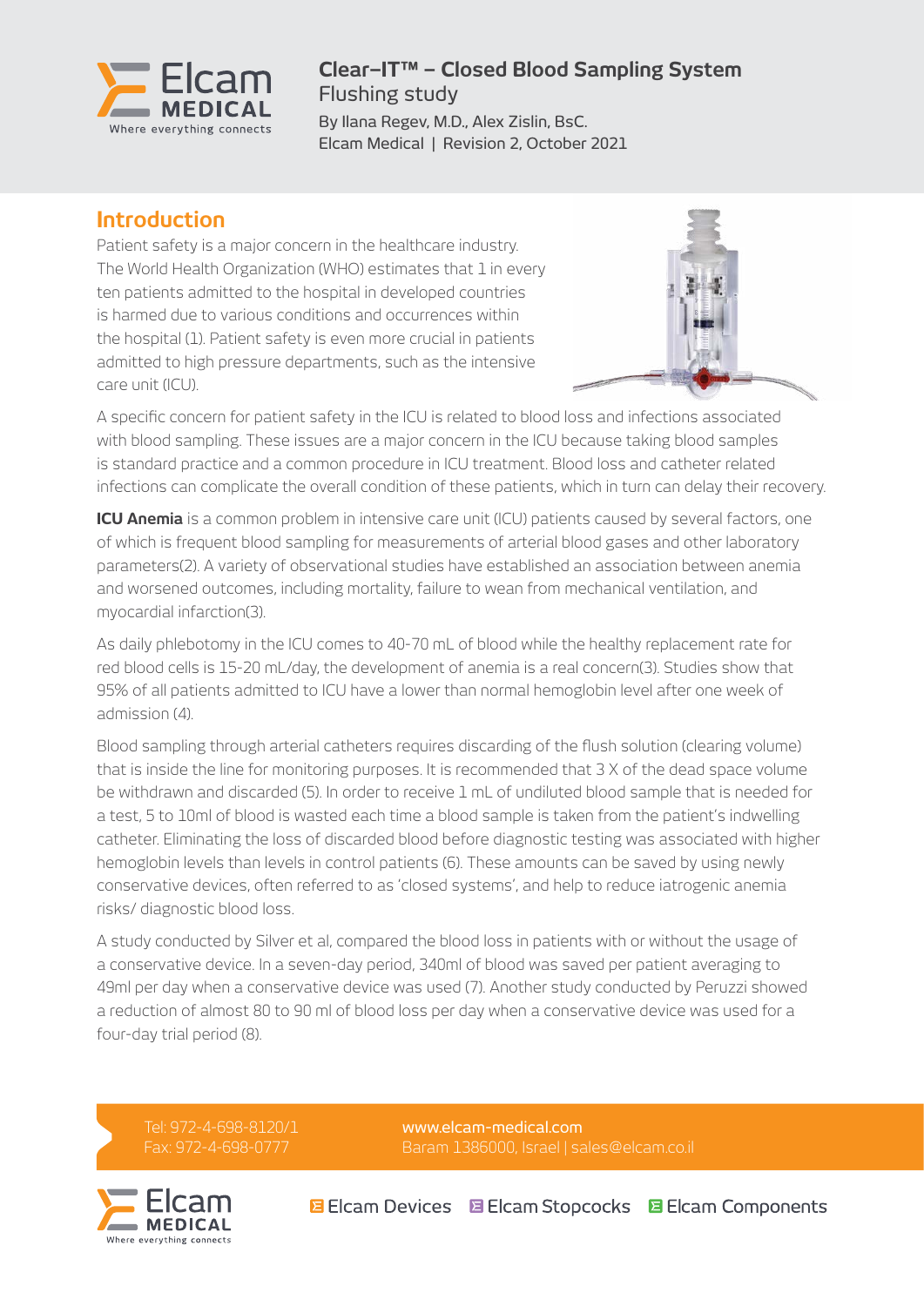# Clear–IT™ – Closed Blood Sampling System

Flushing study

By Ilana Regev, M.D., Alex Zislin, BsC.
Elcam Medical | Revision 2, October 2021

## Introduction

Patient safety is a major concern in the healthcare industry. The World Health Organization (WHO) estimates that 1 in every ten patients admitted to the hospital in developed countries is harmed due to various conditions and occurrences within the hospital (1). Patient safety is even more crucial in patients admitted to high pressure departments, such as the intensive care unit (ICU).

A specific concern for patient safety in the ICU is related to blood loss and infections associated with blood sampling. These issues are a major concern in the ICU because taking blood samples is standard practice and a common procedure in ICU treatment. Blood loss and catheter related infections can complicate the overall condition of these patients, which in turn can delay their recovery.

**ICU Anemia** is a common problem in intensive care unit (ICU) patients caused by several factors, one of which is frequent blood sampling for measurements of arterial blood gases and other laboratory parameters(2). A variety of observational studies have established an association between anemia and worsened outcomes, including mortality, failure to wean from mechanical ventilation, and myocardial infarction(3).

As daily phlebotomy in the ICU comes to 40-70 mL of blood while the healthy replacement rate for red blood cells is 15-20 mL/day, the development of anemia is a real concern(3). Studies show that 95% of all patients admitted to ICU have a lower than normal hemoglobin level after one week of admission (4).

Blood sampling through arterial catheters requires discarding of the flush solution (clearing volume) that is inside the line for monitoring purposes. It is recommended that 3 X of the dead space volume be withdrawn and discarded (5). In order to receive 1 mL of undiluted blood sample that is needed for a test, 5 to 10ml of blood is wasted each time a blood sample is taken from the patient's indwelling catheter. Eliminating the loss of discarded blood before diagnostic testing was associated with higher hemoglobin levels than levels in control patients (6). These amounts can be saved by using newly conservative devices, often referred to as 'closed systems', and help to reduce iatrogenic anemia risks/ diagnostic blood loss.

A study conducted by Silver et al, compared the blood loss in patients with or without the usage of a conservative device. In a seven-day period, 340ml of blood was saved per patient averaging to 49ml per day when a conservative device was used (7). Another study conducted by Peruzzi showed a reduction of almost 80 to 90 ml of blood loss per day when a conservative device was used for a four-day trial period (8).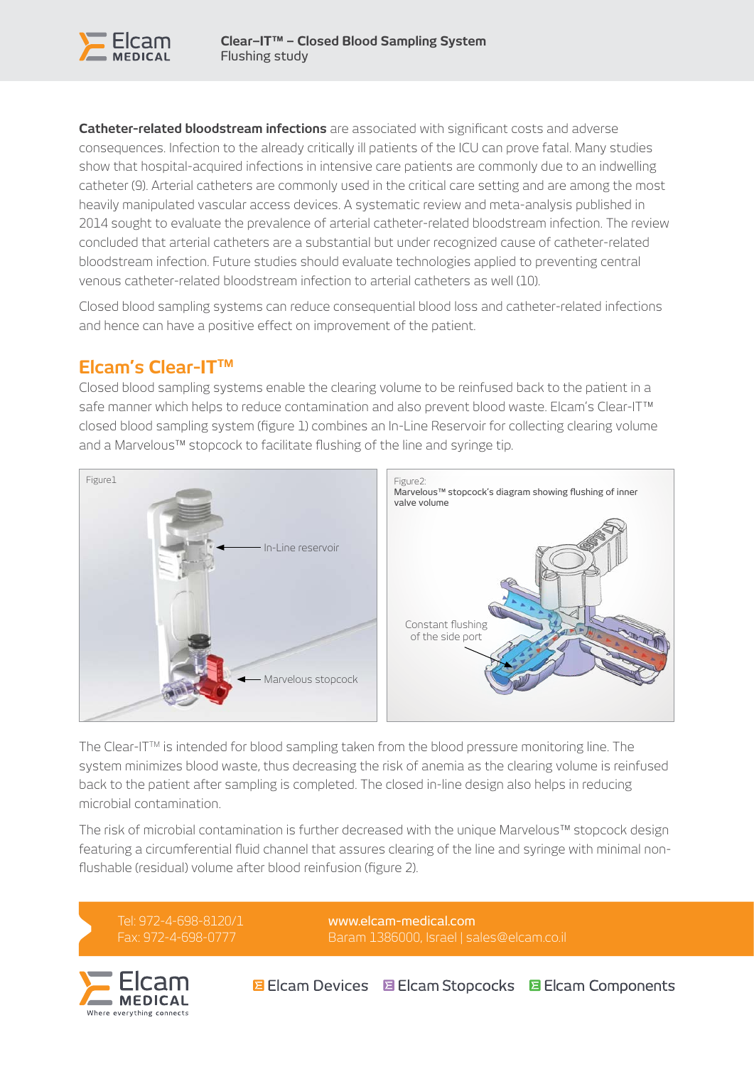**Catheter-related bloodstream infections** are associated with significant costs and adverse consequences. Infection to the already critically ill patients of the ICU can prove fatal. Many studies show that hospital-acquired infections in intensive care patients are commonly due to an indwelling catheter (9). Arterial catheters are commonly used in the critical care setting and are among the most heavily manipulated vascular access devices. A systematic review and meta-analysis published in 2014 sought to evaluate the prevalence of arterial catheter-related bloodstream infection. The review concluded that arterial catheters are a substantial but under recognized cause of catheter-related bloodstream infection. Future studies should evaluate technologies applied to preventing central venous catheter-related bloodstream infection to arterial catheters as well (10).

Closed blood sampling systems can reduce consequential blood loss and catheter-related infections and hence can have a positive effect on improvement of the patient.

## Elcam's Clear-IT™

Closed blood sampling systems enable the clearing volume to be reinfused back to the patient in a safe manner which helps to reduce contamination and also prevent blood waste. Elcam's Clear-IT™ closed blood sampling system (figure 1) combines an In-Line Reservoir for collecting clearing volume and a Marvelous™ stopcock to facilitate flushing of the line and syringe tip.

Figure1

In-Line reservoir

Marvelous stopcock

Figure2:
Marvelous™ stopcock's diagram showing flushing of inner valve volume

Constant flushing of the side port

The Clear-IT™ is intended for blood sampling taken from the blood pressure monitoring line. The system minimizes blood waste, thus decreasing the risk of anemia as the clearing volume is reinfused back to the patient after sampling is completed. The closed in-line design also helps in reducing microbial contamination.

The risk of microbial contamination is further decreased with the unique Marvelous™ stopcock design featuring a circumferential fluid channel that assures clearing of the line and syringe with minimal non-flushable (residual) volume after blood reinfusion (figure 2).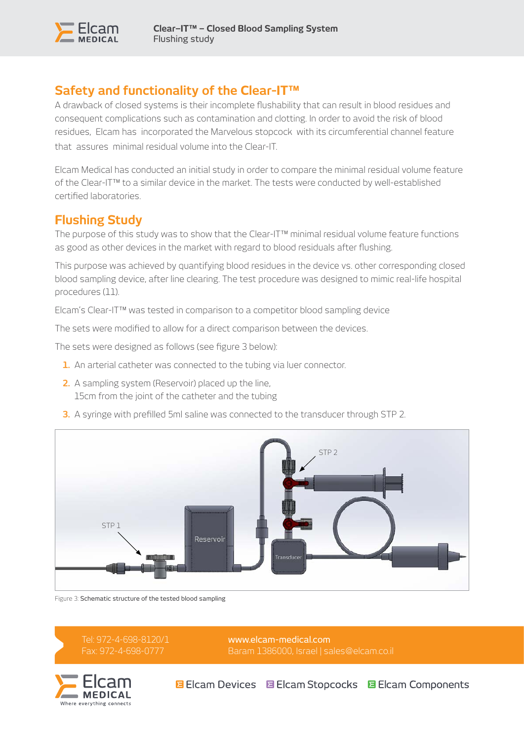## Safety and functionality of the Clear-IT™

A drawback of closed systems is their incomplete flushability that can result in blood residues and consequent complications such as contamination and clotting. In order to avoid the risk of blood residues, Elcam has incorporated the Marvelous stopcock with its circumferential channel feature that assures minimal residual volume into the Clear-IT.

Elcam Medical has conducted an initial study in order to compare the minimal residual volume feature of the Clear-IT™ to a similar device in the market. The tests were conducted by well-established certified laboratories.

## Flushing Study

The purpose of this study was to show that the Clear-IT™ minimal residual volume feature functions as good as other devices in the market with regard to blood residuals after flushing.

This purpose was achieved by quantifying blood residues in the device vs. other corresponding closed blood sampling device, after line clearing. The test procedure was designed to mimic real-life hospital procedures (11).

Elcam's Clear-IT™ was tested in comparison to a competitor blood sampling device

The sets were modified to allow for a direct comparison between the devices.

The sets were designed as follows (see figure 3 below):

1. An arterial catheter was connected to the tubing via luer connector.
2. A sampling system (Reservoir) placed up the line, 15cm from the joint of the catheter and the tubing
3. A syringe with prefilled 5ml saline was connected to the transducer through STP 2.

Figure 3: Schematic structure of the tested blood sampling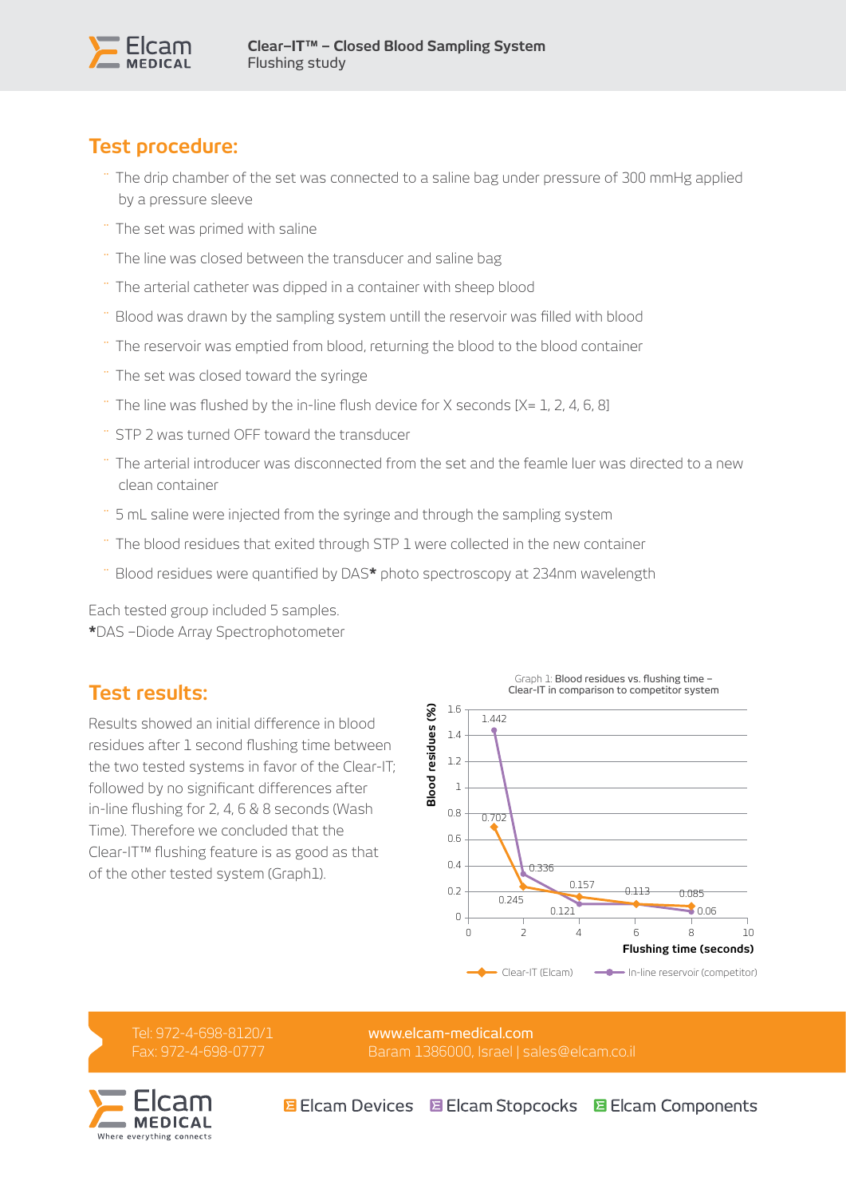## Test procedure:

- The drip chamber of the set was connected to a saline bag under pressure of 300 mmHg applied by a pressure sleeve
- The set was primed with saline
- The line was closed between the transducer and saline bag
- The arterial catheter was dipped in a container with sheep blood
- Blood was drawn by the sampling system untill the reservoir was filled with blood
- The reservoir was emptied from blood, returning the blood to the blood container
- The set was closed toward the syringe
- The line was flushed by the in-line flush device for X seconds [X= 1, 2, 4, 6, 8]
- STP 2 was turned OFF toward the transducer
- The arterial introducer was disconnected from the set and the feamle luer was directed to a new clean container
- 5 mL saline were injected from the syringe and through the sampling system
- The blood residues that exited through STP 1 were collected in the new container
- Blood residues were quantified by DAS* photo spectroscopy at 234nm wavelength

Each tested group included 5 samples.
*DAS –Diode Array Spectrophotometer

## Test results:

Results showed an initial difference in blood residues after 1 second flushing time between the two tested systems in favor of the Clear-IT; followed by no significant differences after in-line flushing for 2, 4, 6 & 8 seconds (Wash Time). Therefore we concluded that the Clear-IT™ flushing feature is as good as that of the other tested system (Graph1).

Graph 1: Blood residues vs. flushing time – Clear-IT in comparison to competitor system

| Flushing time (seconds) | Clear-IT (Elcam) – Blood residues (%) | In-line reservoir (competitor) – Blood residues (%) |
|---|---|---|
| 1 | 0.702 | 1.442 |
| 2 | 0.245 | 0.336 |
| 4 | 0.157 | 0.121 |
| 6 | 0.113 | |
| 8 | 0.085 | 0.06 |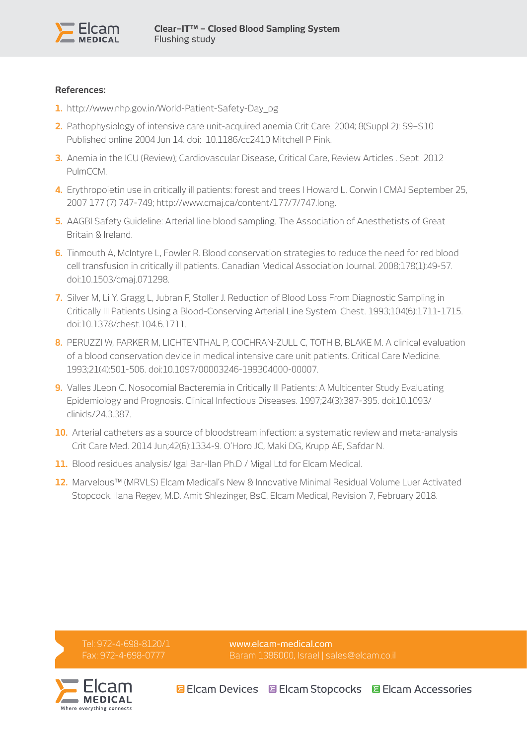**References:**

1. http://www.nhp.gov.in/World-Patient-Safety-Day_pg
2. Pathophysiology of intensive care unit-acquired anemia Crit Care. 2004; 8(Suppl 2): S9–S10 Published online 2004 Jun 14. doi: 10.1186/cc2410 Mitchell P Fink.
3. Anemia in the ICU (Review); Cardiovascular Disease, Critical Care, Review Articles . Sept 2012 PulmCCM.
4. Erythropoietin use in critically ill patients: forest and trees I Howard L. Corwin I CMAJ September 25, 2007 177 (7) 747-749; http://www.cmaj.ca/content/177/7/747.long.
5. AAGBI Safety Guideline: Arterial line blood sampling. The Association of Anesthetists of Great Britain & Ireland.
6. Tinmouth A, McIntyre L, Fowler R. Blood conservation strategies to reduce the need for red blood cell transfusion in critically ill patients. Canadian Medical Association Journal. 2008;178(1):49-57. doi:10.1503/cmaj.071298.
7. Silver M, Li Y, Gragg L, Jubran F, Stoller J. Reduction of Blood Loss From Diagnostic Sampling in Critically Ill Patients Using a Blood-Conserving Arterial Line System. Chest. 1993;104(6):1711-1715. doi:10.1378/chest.104.6.1711.
8. PERUZZI W, PARKER M, LICHTENTHAL P, COCHRAN-ZULL C, TOTH B, BLAKE M. A clinical evaluation of a blood conservation device in medical intensive care unit patients. Critical Care Medicine. 1993;21(4):501-506. doi:10.1097/00003246-199304000-00007.
9. Valles JLeon C. Nosocomial Bacteremia in Critically Ill Patients: A Multicenter Study Evaluating Epidemiology and Prognosis. Clinical Infectious Diseases. 1997;24(3):387-395. doi:10.1093/clinids/24.3.387.
10. Arterial catheters as a source of bloodstream infection: a systematic review and meta-analysis Crit Care Med. 2014 Jun;42(6):1334-9. O'Horo JC, Maki DG, Krupp AE, Safdar N.
11. Blood residues analysis/ Igal Bar-Ilan Ph.D / Migal Ltd for Elcam Medical.
12. Marvelous™ (MRVLS) Elcam Medical's New & Innovative Minimal Residual Volume Luer Activated Stopcock. Ilana Regev, M.D. Amit Shlezinger, BsC. Elcam Medical, Revision 7, February 2018.